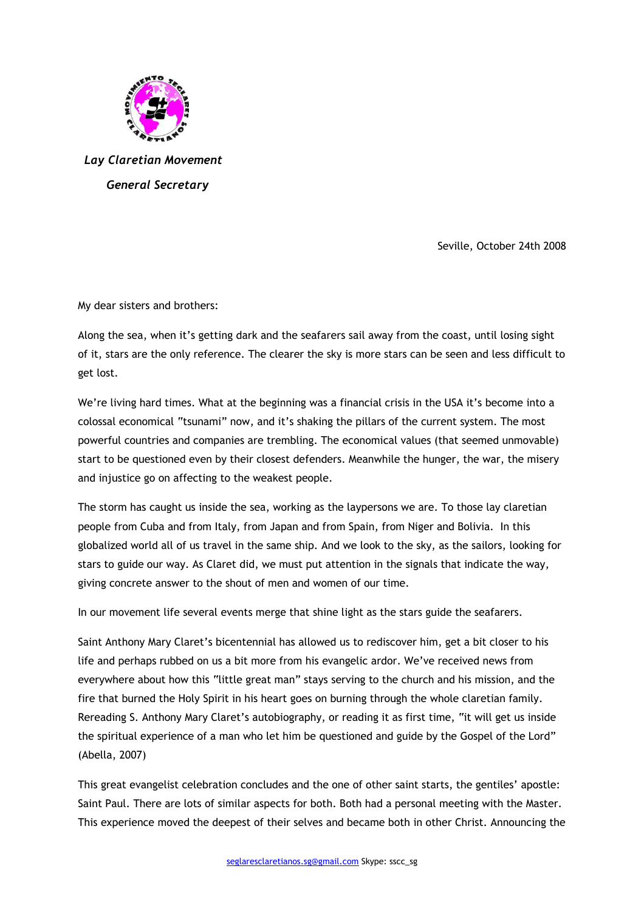*Lay Claretian Movement*

*General Secretary*

Seville, October 24th 2008

My dear sisters and brothers:

Along the sea, when it's getting dark and the seafarers sail away from the coast, until losing sight of it, stars are the only reference. The clearer the sky is more stars can be seen and less difficult to get lost.

We're living hard times. What at the beginning was a financial crisis in the USA it's become into a colossal economical "tsunami" now, and it's shaking the pillars of the current system. The most powerful countries and companies are trembling. The economical values (that seemed unmovable) start to be questioned even by their closest defenders. Meanwhile the hunger, the war, the misery and injustice go on affecting to the weakest people.

The storm has caught us inside the sea, working as the laypersons we are. To those lay claretian people from Cuba and from Italy, from Japan and from Spain, from Niger and Bolivia. In this globalized world all of us travel in the same ship. And we look to the sky, as the sailors, looking for stars to guide our way. As Claret did, we must put attention in the signals that indicate the way, giving concrete answer to the shout of men and women of our time.

In our movement life several events merge that shine light as the stars guide the seafarers.

Saint Anthony Mary Claret's bicentennial has allowed us to rediscover him, get a bit closer to his life and perhaps rubbed on us a bit more from his evangelic ardor. We've received news from everywhere about how this "little great man" stays serving to the church and his mission, and the fire that burned the Holy Spirit in his heart goes on burning through the whole claretian family. Rereading S. Anthony Mary Claret's autobiography, or reading it as first time, "it will get us inside the spiritual experience of a man who let him be questioned and guide by the Gospel of the Lord" (Abella, 2007)

This great evangelist celebration concludes and the one of other saint starts, the gentiles' apostle: Saint Paul. There are lots of similar aspects for both. Both had a personal meeting with the Master. This experience moved the deepest of their selves and became both in other Christ. Announcing the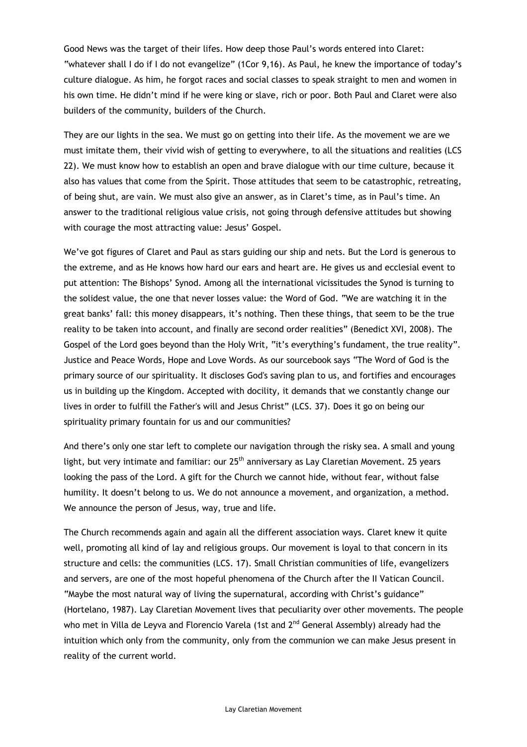Good News was the target of their lifes. How deep those Paul's words entered into Claret: "whatever shall I do if I do not evangelize" (1Cor 9,16). As Paul, he knew the importance of today's culture dialogue. As him, he forgot races and social classes to speak straight to men and women in his own time. He didn't mind if he were king or slave, rich or poor. Both Paul and Claret were also builders of the community, builders of the Church.

They are our lights in the sea. We must go on getting into their life. As the movement we are we must imitate them, their vivid wish of getting to everywhere, to all the situations and realities (LCS 22). We must know how to establish an open and brave dialogue with our time culture, because it also has values that come from the Spirit. Those attitudes that seem to be catastrophic, retreating, of being shut, are vain. We must also give an answer, as in Claret's time, as in Paul's time. An answer to the traditional religious value crisis, not going through defensive attitudes but showing with courage the most attracting value: Jesus' Gospel.

We've got figures of Claret and Paul as stars guiding our ship and nets. But the Lord is generous to the extreme, and as He knows how hard our ears and heart are. He gives us and ecclesial event to put attention: The Bishops' Synod. Among all the international vicissitudes the Synod is turning to the solidest value, the one that never losses value: the Word of God. "We are watching it in the great banks' fall: this money disappears, it's nothing. Then these things, that seem to be the true reality to be taken into account, and finally are second order realities" (Benedict XVI, 2008). The Gospel of the Lord goes beyond than the Holy Writ, "it's everything's fundament, the true reality". Justice and Peace Words, Hope and Love Words. As our sourcebook says "The Word of God is the primary source of our spirituality. It discloses God's saving plan to us, and fortifies and encourages us in building up the Kingdom. Accepted with docility, it demands that we constantly change our lives in order to fulfill the Father's will and Jesus Christ" (LCS. 37). Does it go on being our spirituality primary fountain for us and our communities?

And there's only one star left to complete our navigation through the risky sea. A small and young light, but very intimate and familiar: our 25th anniversary as Lay Claretian Movement. 25 years looking the pass of the Lord. A gift for the Church we cannot hide, without fear, without false humility. It doesn't belong to us. We do not announce a movement, and organization, a method. We announce the person of Jesus, way, true and life.

The Church recommends again and again all the different association ways. Claret knew it quite well, promoting all kind of lay and religious groups. Our movement is loyal to that concern in its structure and cells: the communities (LCS. 17). Small Christian communities of life, evangelizers and servers, are one of the most hopeful phenomena of the Church after the II Vatican Council. "Maybe the most natural way of living the supernatural, according with Christ's guidance" (Hortelano, 1987). Lay Claretian Movement lives that peculiarity over other movements. The people who met in Villa de Leyva and Florencio Varela (1st and 2nd General Assembly) already had the intuition which only from the community, only from the communion we can make Jesus present in reality of the current world.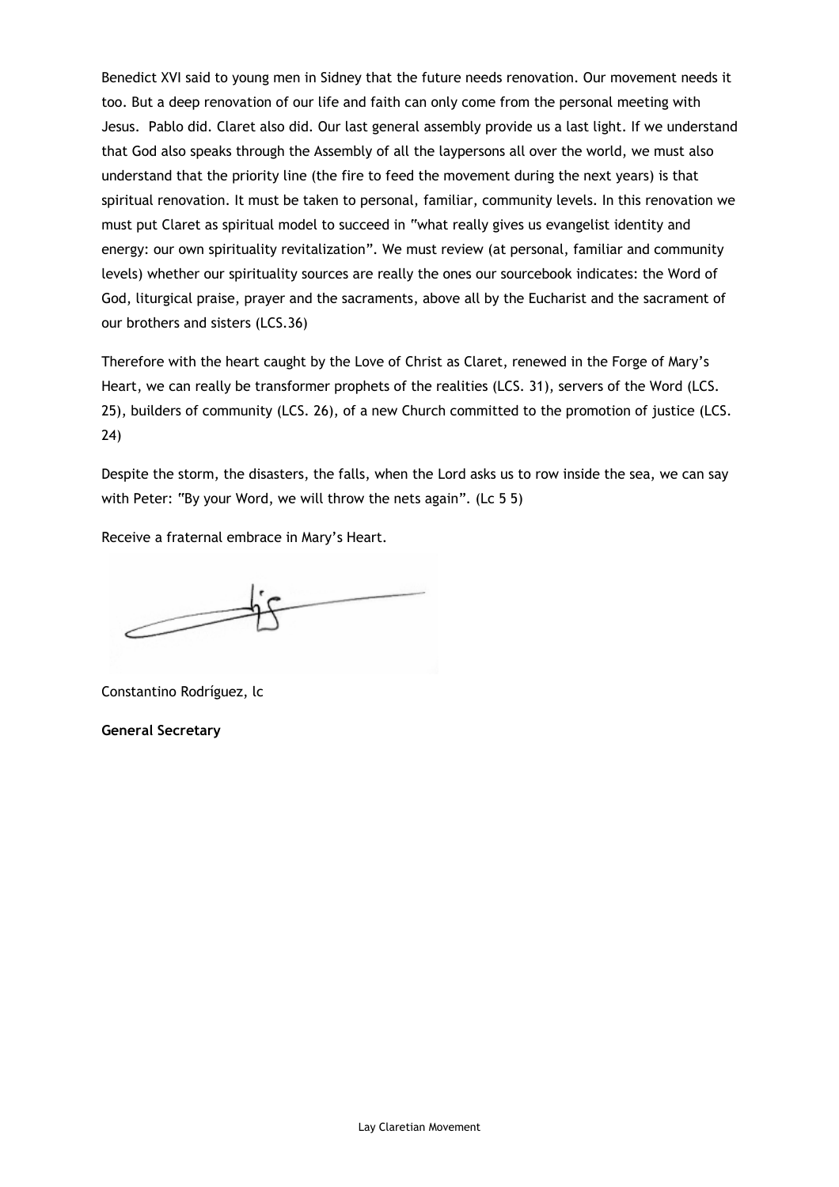Benedict XVI said to young men in Sidney that the future needs renovation. Our movement needs it too. But a deep renovation of our life and faith can only come from the personal meeting with Jesus. Pablo did. Claret also did. Our last general assembly provide us a last light. If we understand that God also speaks through the Assembly of all the laypersons all over the world, we must also understand that the priority line (the fire to feed the movement during the next years) is that spiritual renovation. It must be taken to personal, familiar, community levels. In this renovation we must put Claret as spiritual model to succeed in "what really gives us evangelist identity and energy: our own spirituality revitalization". We must review (at personal, familiar and community levels) whether our spirituality sources are really the ones our sourcebook indicates: the Word of God, liturgical praise, prayer and the sacraments, above all by the Eucharist and the sacrament of our brothers and sisters (LCS.36)

Therefore with the heart caught by the Love of Christ as Claret, renewed in the Forge of Mary's Heart, we can really be transformer prophets of the realities (LCS. 31), servers of the Word (LCS. 25), builders of community (LCS. 26), of a new Church committed to the promotion of justice (LCS. 24)

Despite the storm, the disasters, the falls, when the Lord asks us to row inside the sea, we can say with Peter: "By your Word, we will throw the nets again". (Lc 5 5)

Receive a fraternal embrace in Mary's Heart.

Constantino Rodríguez, lc

**General Secretary**